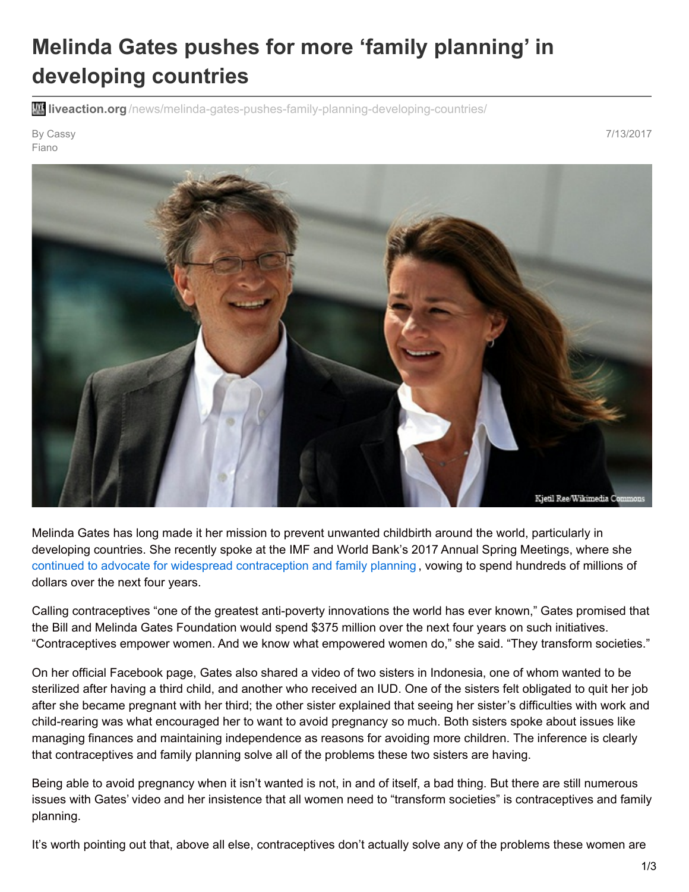# Melinda Gates pushes for more 'family planning' in developing countries

liveaction.org/news/melinda-gates-pushes-family-planning-developing-countries/

By Cassy Fiano

7/13/2017

Kjetil Ree/Wikimedia Commons

Melinda Gates has long made it her mission to prevent unwanted childbirth around the world, particularly in developing countries. She recently spoke at the IMF and World Bank's 2017 Annual Spring Meetings, where she continued to advocate for widespread contraception and family planning, vowing to spend hundreds of millions of dollars over the next four years.

Calling contraceptives "one of the greatest anti-poverty innovations the world has ever known," Gates promised that the Bill and Melinda Gates Foundation would spend $375 million over the next four years on such initiatives. "Contraceptives empower women. And we know what empowered women do," she said. "They transform societies."

On her official Facebook page, Gates also shared a video of two sisters in Indonesia, one of whom wanted to be sterilized after having a third child, and another who received an IUD. One of the sisters felt obligated to quit her job after she became pregnant with her third; the other sister explained that seeing her sister's difficulties with work and child-rearing was what encouraged her to want to avoid pregnancy so much. Both sisters spoke about issues like managing finances and maintaining independence as reasons for avoiding more children. The inference is clearly that contraceptives and family planning solve all of the problems these two sisters are having.

Being able to avoid pregnancy when it isn't wanted is not, in and of itself, a bad thing. But there are still numerous issues with Gates' video and her insistence that all women need to "transform societies" is contraceptives and family planning.

It's worth pointing out that, above all else, contraceptives don't actually solve any of the problems these women are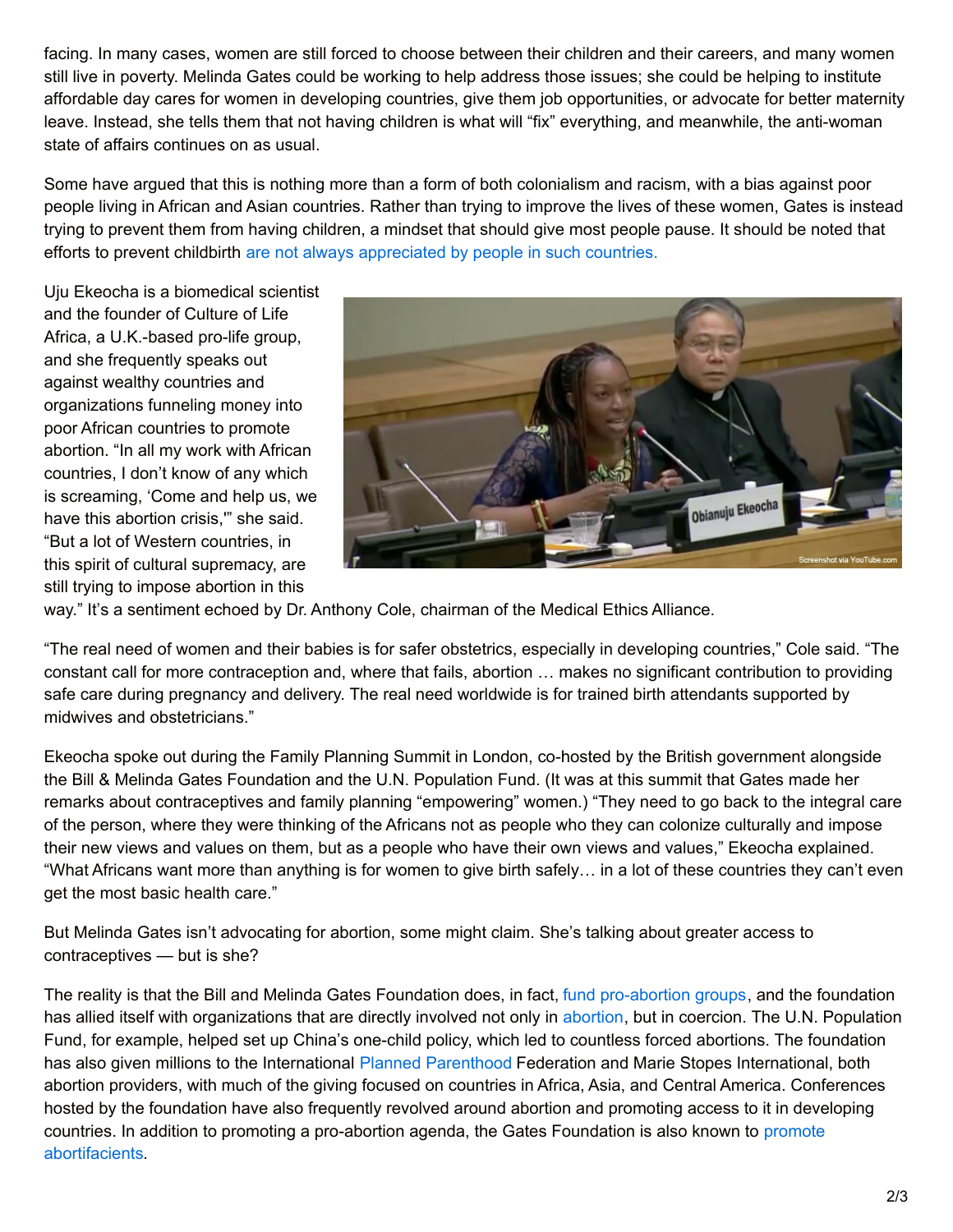facing. In many cases, women are still forced to choose between their children and their careers, and many women still live in poverty. Melinda Gates could be working to help address those issues; she could be helping to institute affordable day cares for women in developing countries, give them job opportunities, or advocate for better maternity leave. Instead, she tells them that not having children is what will "fix" everything, and meanwhile, the anti-woman state of affairs continues on as usual.

Some have argued that this is nothing more than a form of both colonialism and racism, with a bias against poor people living in African and Asian countries. Rather than trying to improve the lives of these women, Gates is instead trying to prevent them from having children, a mindset that should give most people pause. It should be noted that efforts to prevent childbirth are not always appreciated by people in such countries.

Uju Ekeocha is a biomedical scientist and the founder of Culture of Life Africa, a U.K.-based pro-life group, and she frequently speaks out against wealthy countries and organizations funneling money into poor African countries to promote abortion. "In all my work with African countries, I don't know of any which is screaming, 'Come and help us, we have this abortion crisis,'" she said. "But a lot of Western countries, in this spirit of cultural supremacy, are still trying to impose abortion in this way." It's a sentiment echoed by Dr. Anthony Cole, chairman of the Medical Ethics Alliance.

Screenshot via YouTube.com

"The real need of women and their babies is for safer obstetrics, especially in developing countries," Cole said. "The constant call for more contraception and, where that fails, abortion … makes no significant contribution to providing safe care during pregnancy and delivery. The real need worldwide is for trained birth attendants supported by midwives and obstetricians."

Ekeocha spoke out during the Family Planning Summit in London, co-hosted by the British government alongside the Bill & Melinda Gates Foundation and the U.N. Population Fund. (It was at this summit that Gates made her remarks about contraceptives and family planning "empowering" women.) "They need to go back to the integral care of the person, where they were thinking of the Africans not as people who they can colonize culturally and impose their new views and values on them, but as a people who have their own views and values," Ekeocha explained. "What Africans want more than anything is for women to give birth safely… in a lot of these countries they can't even get the most basic health care."

But Melinda Gates isn't advocating for abortion, some might claim. She's talking about greater access to contraceptives — but is she?

The reality is that the Bill and Melinda Gates Foundation does, in fact, fund pro-abortion groups, and the foundation has allied itself with organizations that are directly involved not only in abortion, but in coercion. The U.N. Population Fund, for example, helped set up China's one-child policy, which led to countless forced abortions. The foundation has also given millions to the International Planned Parenthood Federation and Marie Stopes International, both abortion providers, with much of the giving focused on countries in Africa, Asia, and Central America. Conferences hosted by the foundation have also frequently revolved around abortion and promoting access to it in developing countries. In addition to promoting a pro-abortion agenda, the Gates Foundation is also known to promote abortifacients.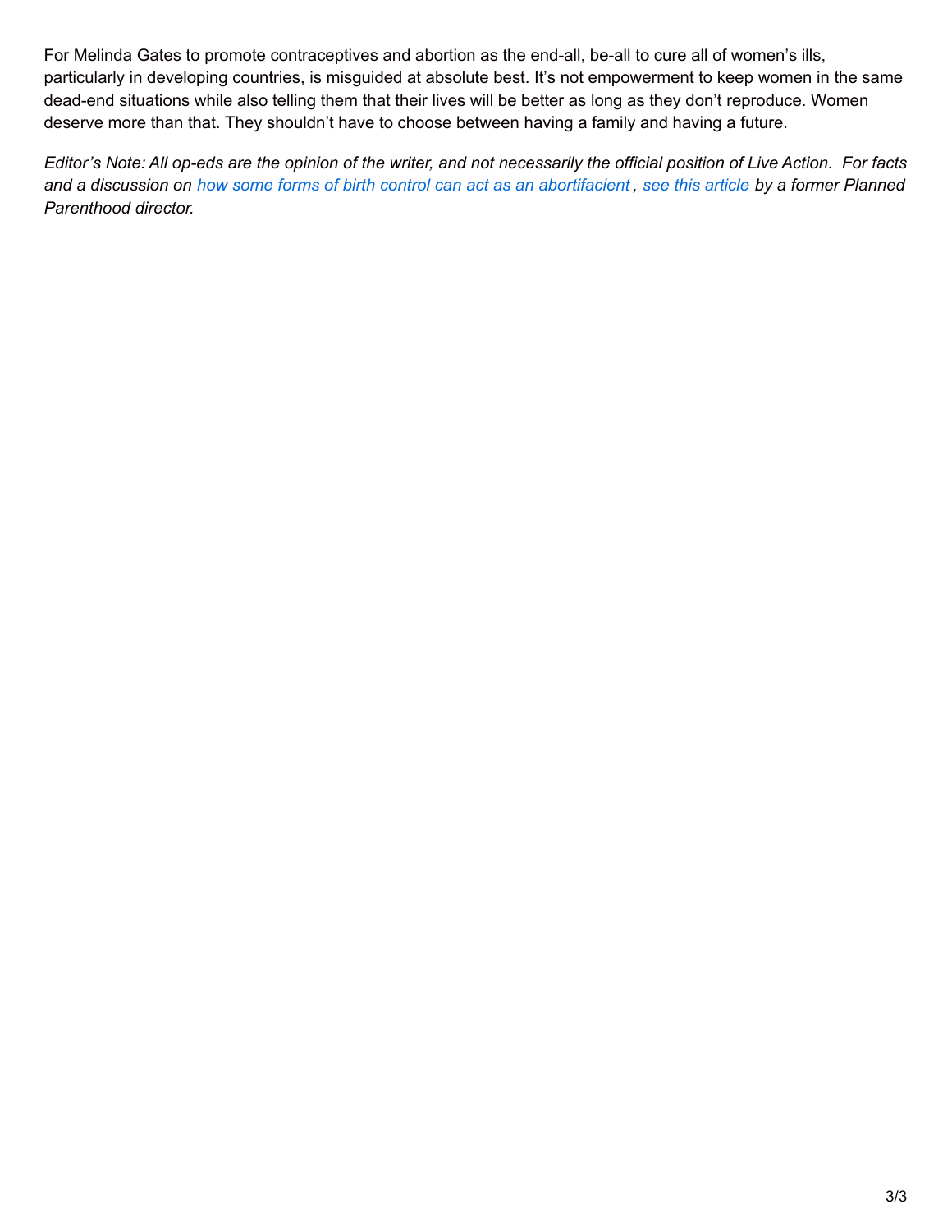For Melinda Gates to promote contraceptives and abortion as the end-all, be-all to cure all of women's ills, particularly in developing countries, is misguided at absolute best. It's not empowerment to keep women in the same dead-end situations while also telling them that their lives will be better as long as they don't reproduce. Women deserve more than that. They shouldn't have to choose between having a family and having a future.

*Editor's Note: All op-eds are the opinion of the writer, and not necessarily the official position of Live Action. For facts and a discussion on how some forms of birth control can act as an abortifacient, see this article by a former Planned Parenthood director.*